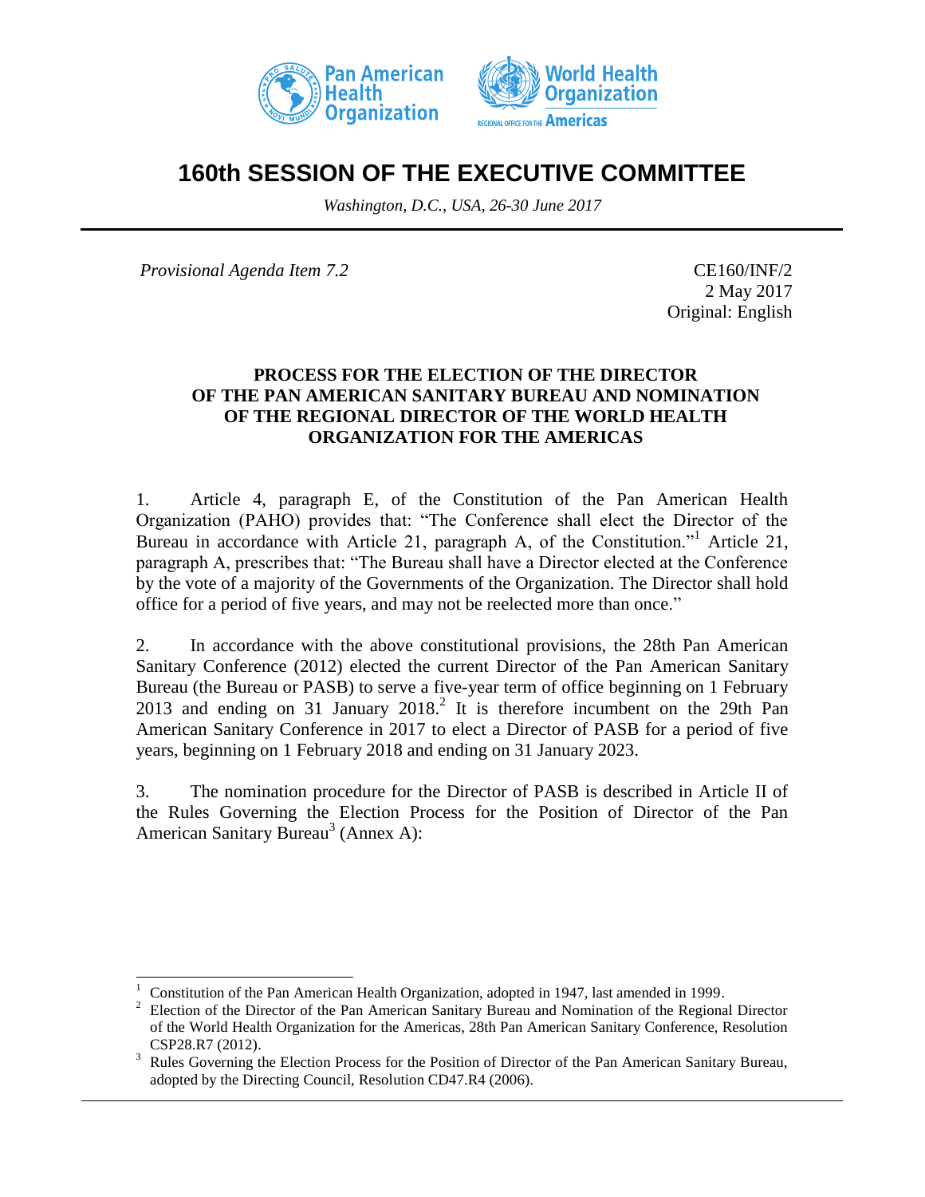# 160th SESSION OF THE EXECUTIVE COMMITTEE

*Washington, D.C., USA, 26-30 June 2017*

*Provisional Agenda Item 7.2*

CE160/INF/2
2 May 2017
Original: English

## PROCESS FOR THE ELECTION OF THE DIRECTOR OF THE PAN AMERICAN SANITARY BUREAU AND NOMINATION OF THE REGIONAL DIRECTOR OF THE WORLD HEALTH ORGANIZATION FOR THE AMERICAS

1. Article 4, paragraph E, of the Constitution of the Pan American Health Organization (PAHO) provides that: "The Conference shall elect the Director of the Bureau in accordance with Article 21, paragraph A, of the Constitution."[1] Article 21, paragraph A, prescribes that: "The Bureau shall have a Director elected at the Conference by the vote of a majority of the Governments of the Organization. The Director shall hold office for a period of five years, and may not be reelected more than once."

2. In accordance with the above constitutional provisions, the 28th Pan American Sanitary Conference (2012) elected the current Director of the Pan American Sanitary Bureau (the Bureau or PASB) to serve a five-year term of office beginning on 1 February 2013 and ending on 31 January 2018.[2] It is therefore incumbent on the 29th Pan American Sanitary Conference in 2017 to elect a Director of PASB for a period of five years, beginning on 1 February 2018 and ending on 31 January 2023.

3. The nomination procedure for the Director of PASB is described in Article II of the Rules Governing the Election Process for the Position of Director of the Pan American Sanitary Bureau[3] (Annex A):

---

[1] Constitution of the Pan American Health Organization, adopted in 1947, last amended in 1999.

[2] Election of the Director of the Pan American Sanitary Bureau and Nomination of the Regional Director of the World Health Organization for the Americas, 28th Pan American Sanitary Conference, Resolution CSP28.R7 (2012).

[3] Rules Governing the Election Process for the Position of Director of the Pan American Sanitary Bureau, adopted by the Directing Council, Resolution CD47.R4 (2006).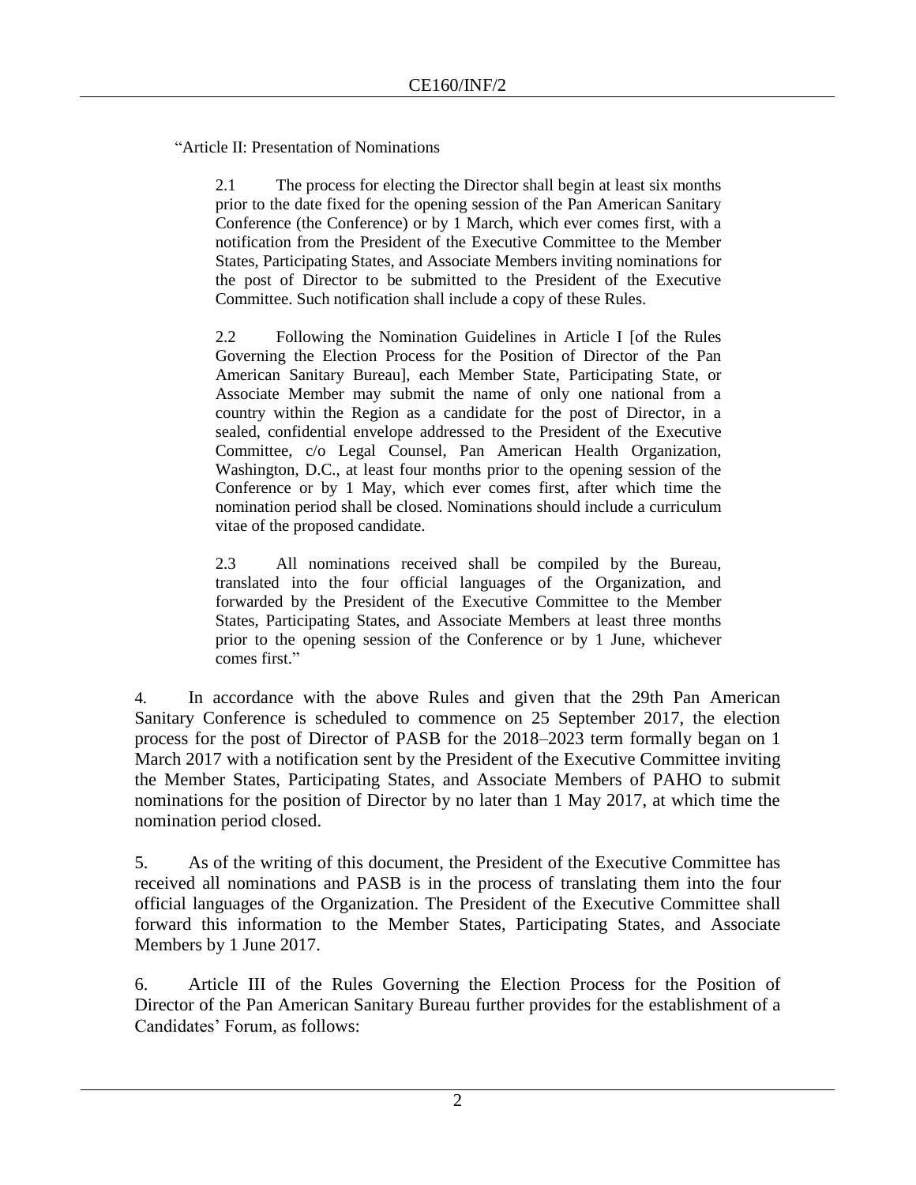"Article II: Presentation of Nominations

> 2.1 The process for electing the Director shall begin at least six months prior to the date fixed for the opening session of the Pan American Sanitary Conference (the Conference) or by 1 March, which ever comes first, with a notification from the President of the Executive Committee to the Member States, Participating States, and Associate Members inviting nominations for the post of Director to be submitted to the President of the Executive Committee. Such notification shall include a copy of these Rules.
>
> 2.2 Following the Nomination Guidelines in Article I [of the Rules Governing the Election Process for the Position of Director of the Pan American Sanitary Bureau], each Member State, Participating State, or Associate Member may submit the name of only one national from a country within the Region as a candidate for the post of Director, in a sealed, confidential envelope addressed to the President of the Executive Committee, c/o Legal Counsel, Pan American Health Organization, Washington, D.C., at least four months prior to the opening session of the Conference or by 1 May, which ever comes first, after which time the nomination period shall be closed. Nominations should include a curriculum vitae of the proposed candidate.
>
> 2.3 All nominations received shall be compiled by the Bureau, translated into the four official languages of the Organization, and forwarded by the President of the Executive Committee to the Member States, Participating States, and Associate Members at least three months prior to the opening session of the Conference or by 1 June, whichever comes first."

4. In accordance with the above Rules and given that the 29th Pan American Sanitary Conference is scheduled to commence on 25 September 2017, the election process for the post of Director of PASB for the 2018–2023 term formally began on 1 March 2017 with a notification sent by the President of the Executive Committee inviting the Member States, Participating States, and Associate Members of PAHO to submit nominations for the position of Director by no later than 1 May 2017, at which time the nomination period closed.

5. As of the writing of this document, the President of the Executive Committee has received all nominations and PASB is in the process of translating them into the four official languages of the Organization. The President of the Executive Committee shall forward this information to the Member States, Participating States, and Associate Members by 1 June 2017.

6. Article III of the Rules Governing the Election Process for the Position of Director of the Pan American Sanitary Bureau further provides for the establishment of a Candidates' Forum, as follows: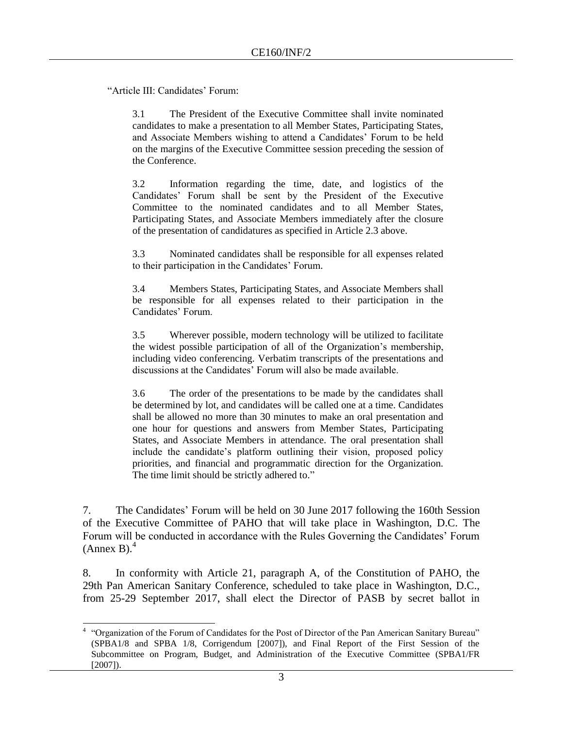"Article III: Candidates' Forum:

> 3.1 The President of the Executive Committee shall invite nominated candidates to make a presentation to all Member States, Participating States, and Associate Members wishing to attend a Candidates' Forum to be held on the margins of the Executive Committee session preceding the session of the Conference.
>
> 3.2 Information regarding the time, date, and logistics of the Candidates' Forum shall be sent by the President of the Executive Committee to the nominated candidates and to all Member States, Participating States, and Associate Members immediately after the closure of the presentation of candidatures as specified in Article 2.3 above.
>
> 3.3 Nominated candidates shall be responsible for all expenses related to their participation in the Candidates' Forum.
>
> 3.4 Members States, Participating States, and Associate Members shall be responsible for all expenses related to their participation in the Candidates' Forum.
>
> 3.5 Wherever possible, modern technology will be utilized to facilitate the widest possible participation of all of the Organization's membership, including video conferencing. Verbatim transcripts of the presentations and discussions at the Candidates' Forum will also be made available.
>
> 3.6 The order of the presentations to be made by the candidates shall be determined by lot, and candidates will be called one at a time. Candidates shall be allowed no more than 30 minutes to make an oral presentation and one hour for questions and answers from Member States, Participating States, and Associate Members in attendance. The oral presentation shall include the candidate's platform outlining their vision, proposed policy priorities, and financial and programmatic direction for the Organization. The time limit should be strictly adhered to."

7. The Candidates' Forum will be held on 30 June 2017 following the 160th Session of the Executive Committee of PAHO that will take place in Washington, D.C. The Forum will be conducted in accordance with the Rules Governing the Candidates' Forum (Annex B).[4]

8. In conformity with Article 21, paragraph A, of the Constitution of PAHO, the 29th Pan American Sanitary Conference, scheduled to take place in Washington, D.C., from 25-29 September 2017, shall elect the Director of PASB by secret ballot in

---

[4] "Organization of the Forum of Candidates for the Post of Director of the Pan American Sanitary Bureau" (SPBA1/8 and SPBA 1/8, Corrigendum [2007]), and Final Report of the First Session of the Subcommittee on Program, Budget, and Administration of the Executive Committee (SPBA1/FR [2007]).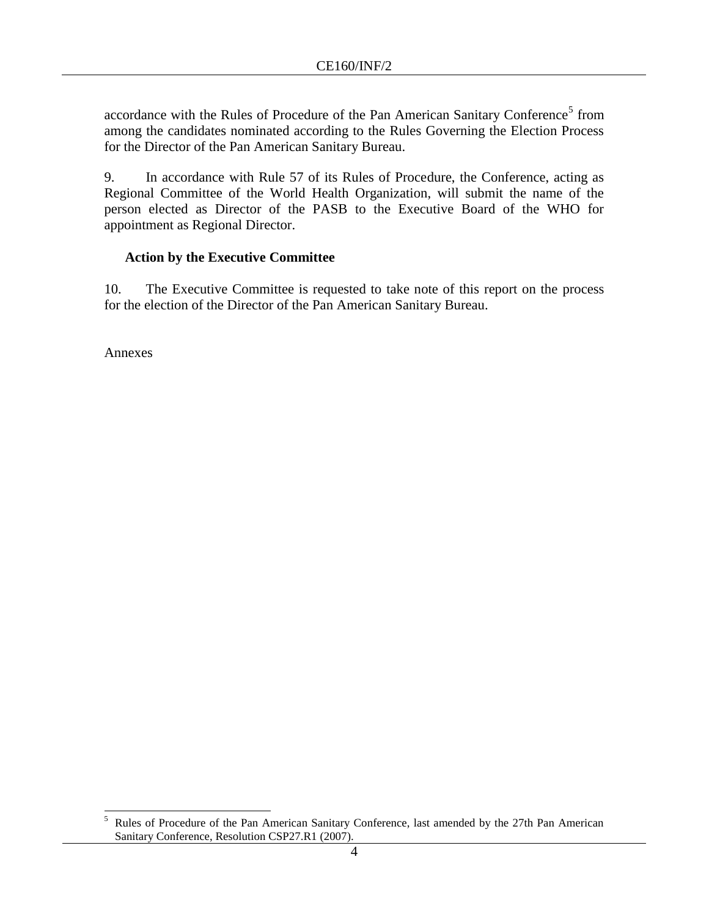accordance with the Rules of Procedure of the Pan American Sanitary Conference[5] from among the candidates nominated according to the Rules Governing the Election Process for the Director of the Pan American Sanitary Bureau.

9. In accordance with Rule 57 of its Rules of Procedure, the Conference, acting as Regional Committee of the World Health Organization, will submit the name of the person elected as Director of the PASB to the Executive Board of the WHO for appointment as Regional Director.

### Action by the Executive Committee

10. The Executive Committee is requested to take note of this report on the process for the election of the Director of the Pan American Sanitary Bureau.

Annexes

---

[5] Rules of Procedure of the Pan American Sanitary Conference, last amended by the 27th Pan American Sanitary Conference, Resolution CSP27.R1 (2007).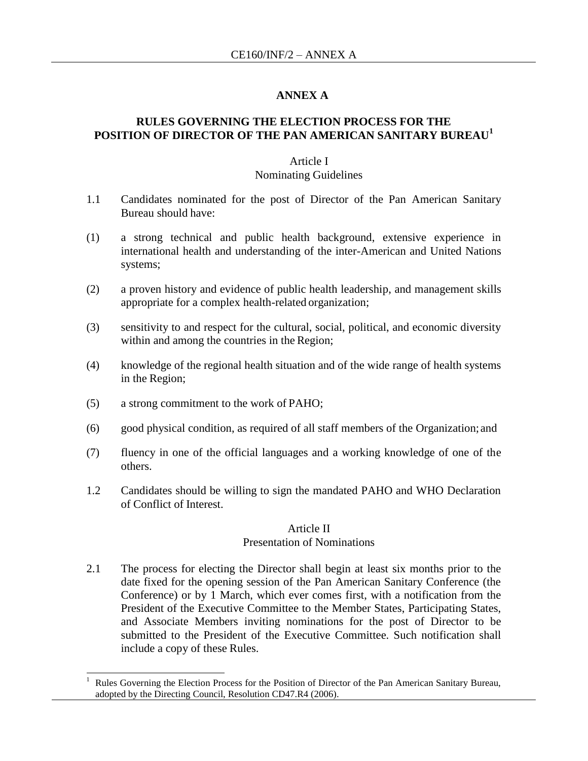## ANNEX A

## RULES GOVERNING THE ELECTION PROCESS FOR THE POSITION OF DIRECTOR OF THE PAN AMERICAN SANITARY BUREAU[1]

### Article I
### Nominating Guidelines

1.1 Candidates nominated for the post of Director of the Pan American Sanitary Bureau should have:

(1) a strong technical and public health background, extensive experience in international health and understanding of the inter-American and United Nations systems;

(2) a proven history and evidence of public health leadership, and management skills appropriate for a complex health-related organization;

(3) sensitivity to and respect for the cultural, social, political, and economic diversity within and among the countries in the Region;

(4) knowledge of the regional health situation and of the wide range of health systems in the Region;

(5) a strong commitment to the work of PAHO;

(6) good physical condition, as required of all staff members of the Organization; and

(7) fluency in one of the official languages and a working knowledge of one of the others.

1.2 Candidates should be willing to sign the mandated PAHO and WHO Declaration of Conflict of Interest.

### Article II
### Presentation of Nominations

2.1 The process for electing the Director shall begin at least six months prior to the date fixed for the opening session of the Pan American Sanitary Conference (the Conference) or by 1 March, which ever comes first, with a notification from the President of the Executive Committee to the Member States, Participating States, and Associate Members inviting nominations for the post of Director to be submitted to the President of the Executive Committee. Such notification shall include a copy of these Rules.

---

[1] Rules Governing the Election Process for the Position of Director of the Pan American Sanitary Bureau, adopted by the Directing Council, Resolution CD47.R4 (2006).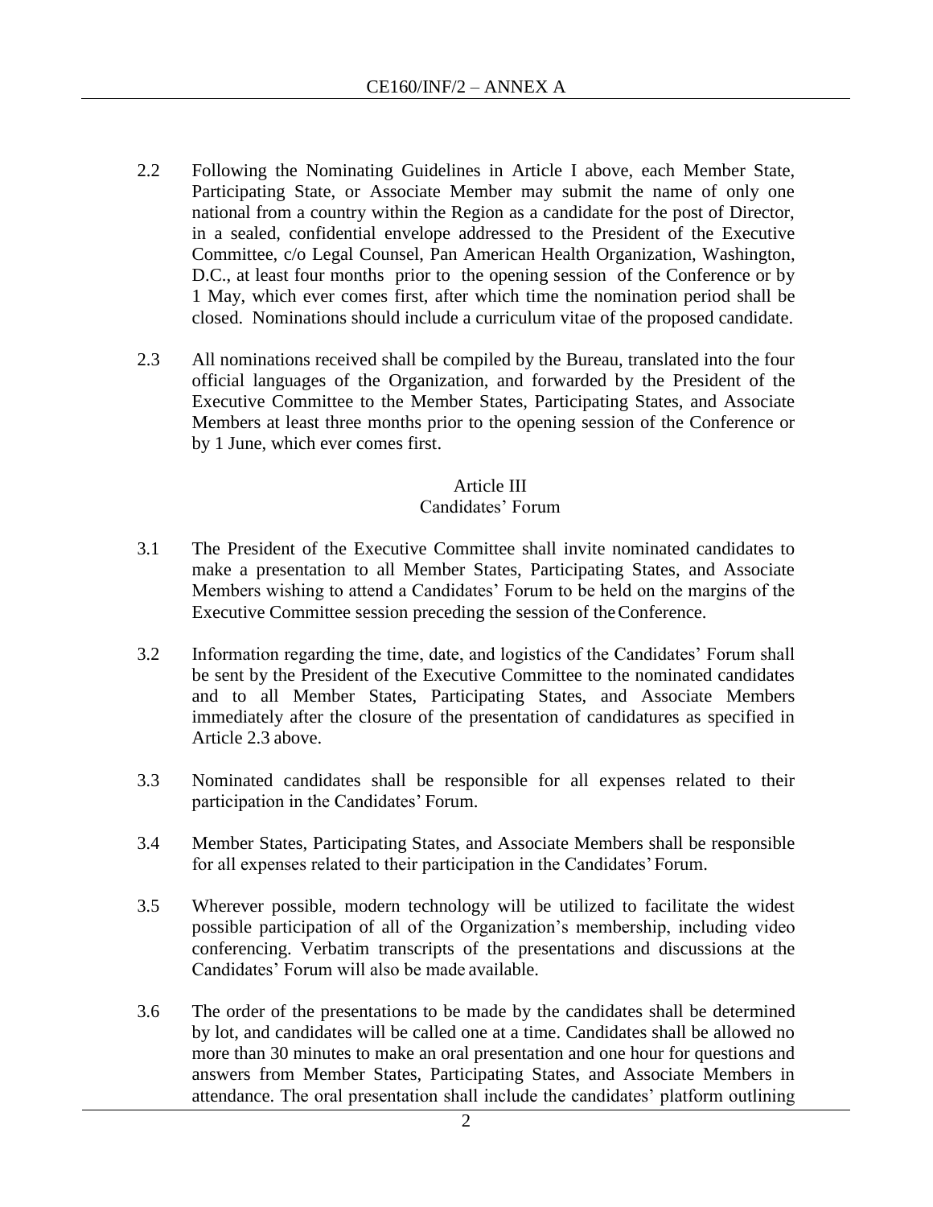2.2 Following the Nominating Guidelines in Article I above, each Member State, Participating State, or Associate Member may submit the name of only one national from a country within the Region as a candidate for the post of Director, in a sealed, confidential envelope addressed to the President of the Executive Committee, c/o Legal Counsel, Pan American Health Organization, Washington, D.C., at least four months prior to the opening session of the Conference or by 1 May, which ever comes first, after which time the nomination period shall be closed. Nominations should include a curriculum vitae of the proposed candidate.

2.3 All nominations received shall be compiled by the Bureau, translated into the four official languages of the Organization, and forwarded by the President of the Executive Committee to the Member States, Participating States, and Associate Members at least three months prior to the opening session of the Conference or by 1 June, which ever comes first.

### Article III
### Candidates' Forum

3.1 The President of the Executive Committee shall invite nominated candidates to make a presentation to all Member States, Participating States, and Associate Members wishing to attend a Candidates' Forum to be held on the margins of the Executive Committee session preceding the session of the Conference.

3.2 Information regarding the time, date, and logistics of the Candidates' Forum shall be sent by the President of the Executive Committee to the nominated candidates and to all Member States, Participating States, and Associate Members immediately after the closure of the presentation of candidatures as specified in Article 2.3 above.

3.3 Nominated candidates shall be responsible for all expenses related to their participation in the Candidates' Forum.

3.4 Member States, Participating States, and Associate Members shall be responsible for all expenses related to their participation in the Candidates' Forum.

3.5 Wherever possible, modern technology will be utilized to facilitate the widest possible participation of all of the Organization's membership, including video conferencing. Verbatim transcripts of the presentations and discussions at the Candidates' Forum will also be made available.

3.6 The order of the presentations to be made by the candidates shall be determined by lot, and candidates will be called one at a time. Candidates shall be allowed no more than 30 minutes to make an oral presentation and one hour for questions and answers from Member States, Participating States, and Associate Members in attendance. The oral presentation shall include the candidates' platform outlining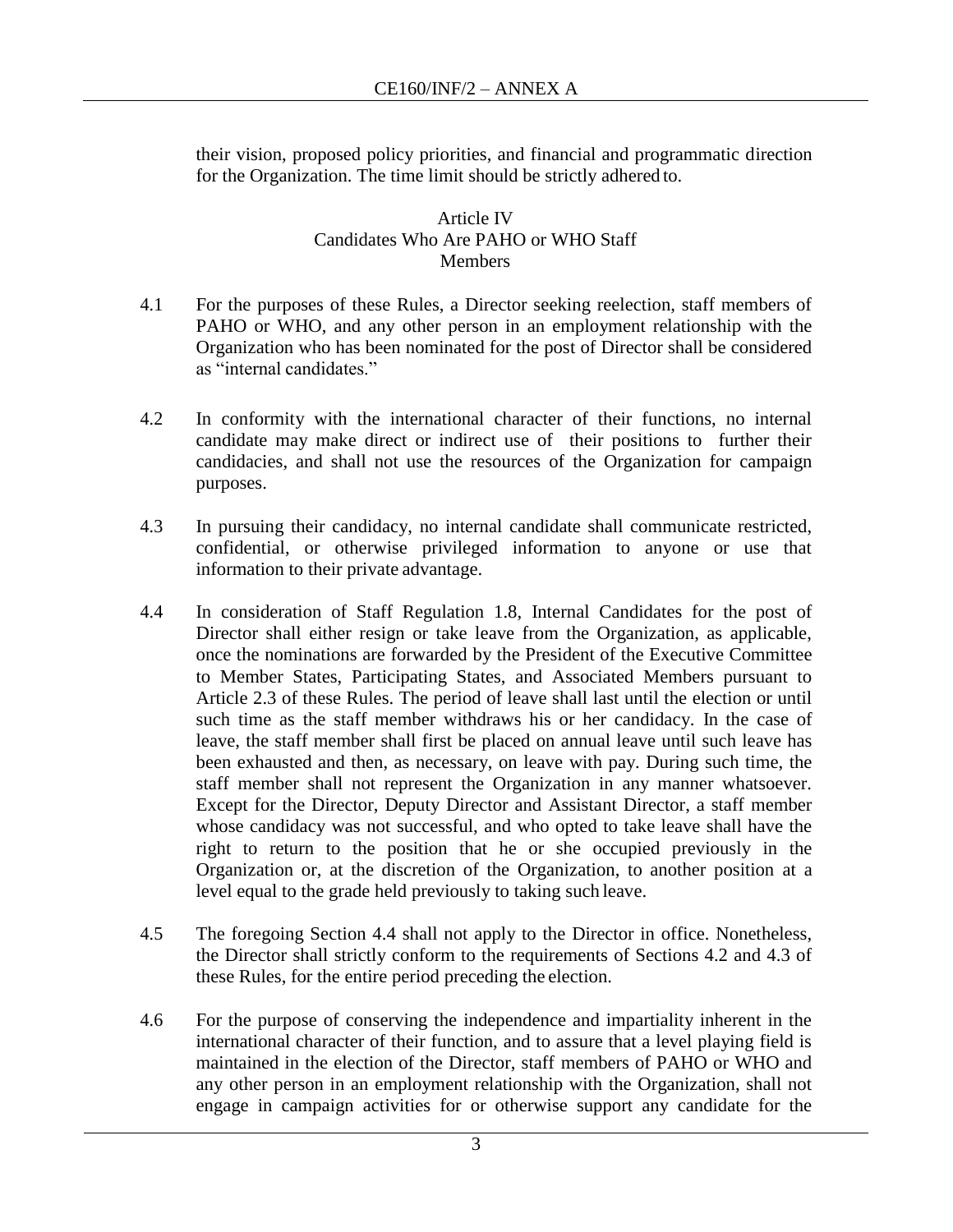their vision, proposed policy priorities, and financial and programmatic direction for the Organization. The time limit should be strictly adhered to.

### Article IV
### Candidates Who Are PAHO or WHO Staff Members

4.1 For the purposes of these Rules, a Director seeking reelection, staff members of PAHO or WHO, and any other person in an employment relationship with the Organization who has been nominated for the post of Director shall be considered as "internal candidates."

4.2 In conformity with the international character of their functions, no internal candidate may make direct or indirect use of their positions to further their candidacies, and shall not use the resources of the Organization for campaign purposes.

4.3 In pursuing their candidacy, no internal candidate shall communicate restricted, confidential, or otherwise privileged information to anyone or use that information to their private advantage.

4.4 In consideration of Staff Regulation 1.8, Internal Candidates for the post of Director shall either resign or take leave from the Organization, as applicable, once the nominations are forwarded by the President of the Executive Committee to Member States, Participating States, and Associated Members pursuant to Article 2.3 of these Rules. The period of leave shall last until the election or until such time as the staff member withdraws his or her candidacy. In the case of leave, the staff member shall first be placed on annual leave until such leave has been exhausted and then, as necessary, on leave with pay. During such time, the staff member shall not represent the Organization in any manner whatsoever. Except for the Director, Deputy Director and Assistant Director, a staff member whose candidacy was not successful, and who opted to take leave shall have the right to return to the position that he or she occupied previously in the Organization or, at the discretion of the Organization, to another position at a level equal to the grade held previously to taking such leave.

4.5 The foregoing Section 4.4 shall not apply to the Director in office. Nonetheless, the Director shall strictly conform to the requirements of Sections 4.2 and 4.3 of these Rules, for the entire period preceding the election.

4.6 For the purpose of conserving the independence and impartiality inherent in the international character of their function, and to assure that a level playing field is maintained in the election of the Director, staff members of PAHO or WHO and any other person in an employment relationship with the Organization, shall not engage in campaign activities for or otherwise support any candidate for the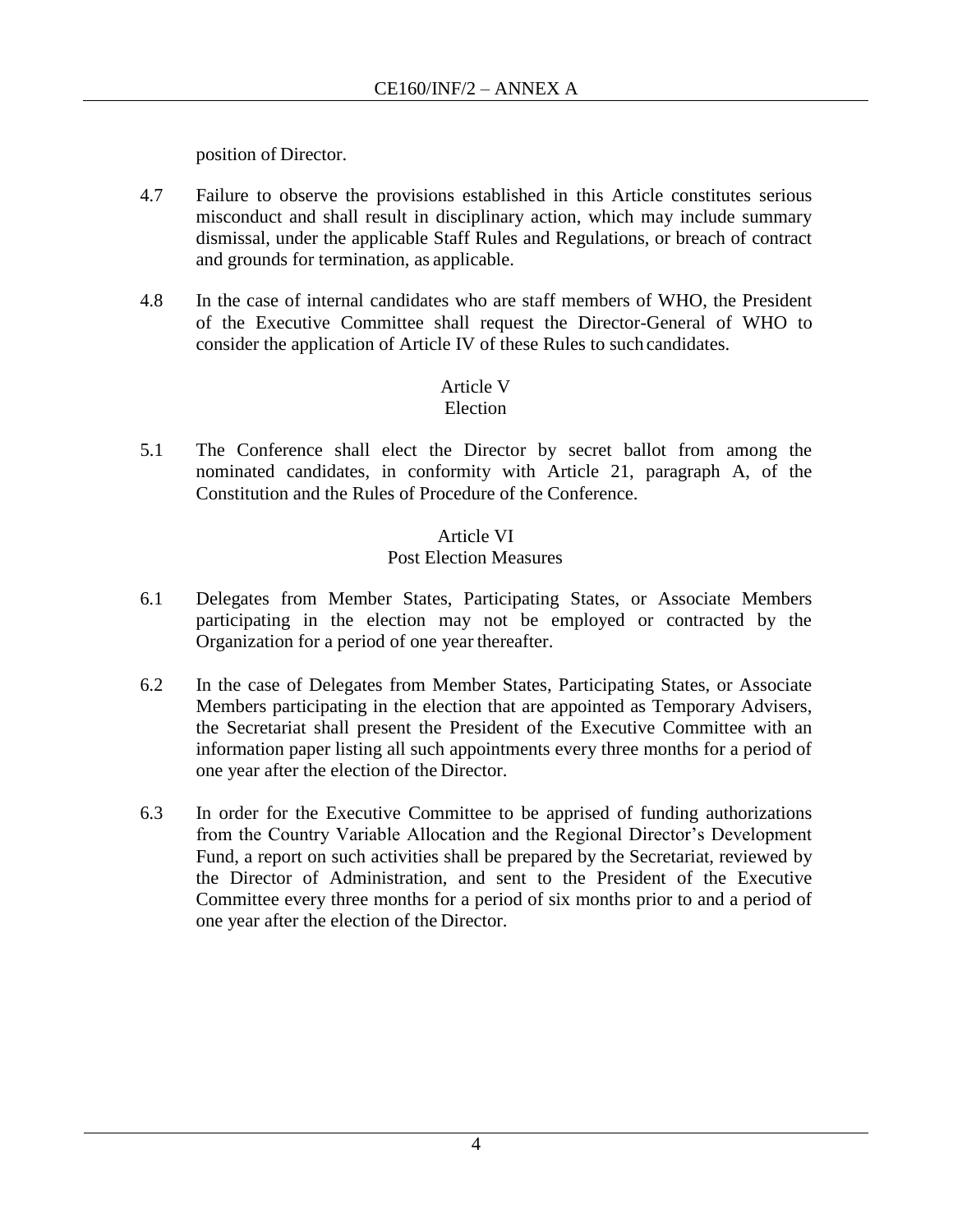position of Director.

4.7 Failure to observe the provisions established in this Article constitutes serious misconduct and shall result in disciplinary action, which may include summary dismissal, under the applicable Staff Rules and Regulations, or breach of contract and grounds for termination, as applicable.

4.8 In the case of internal candidates who are staff members of WHO, the President of the Executive Committee shall request the Director-General of WHO to consider the application of Article IV of these Rules to such candidates.

## Article V
## Election

5.1 The Conference shall elect the Director by secret ballot from among the nominated candidates, in conformity with Article 21, paragraph A, of the Constitution and the Rules of Procedure of the Conference.

## Article VI
## Post Election Measures

6.1 Delegates from Member States, Participating States, or Associate Members participating in the election may not be employed or contracted by the Organization for a period of one year thereafter.

6.2 In the case of Delegates from Member States, Participating States, or Associate Members participating in the election that are appointed as Temporary Advisers, the Secretariat shall present the President of the Executive Committee with an information paper listing all such appointments every three months for a period of one year after the election of the Director.

6.3 In order for the Executive Committee to be apprised of funding authorizations from the Country Variable Allocation and the Regional Director's Development Fund, a report on such activities shall be prepared by the Secretariat, reviewed by the Director of Administration, and sent to the President of the Executive Committee every three months for a period of six months prior to and a period of one year after the election of the Director.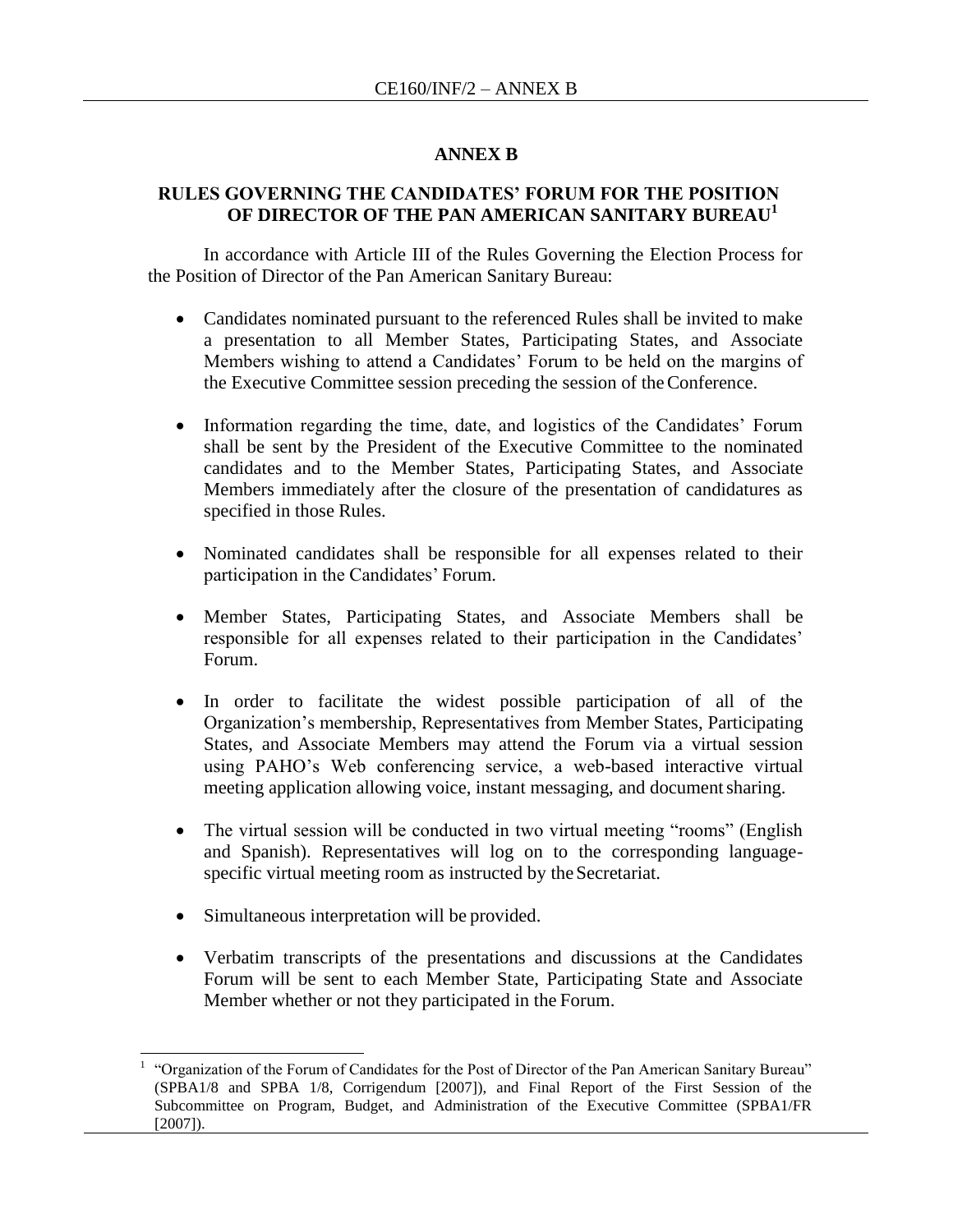## ANNEX B

### RULES GOVERNING THE CANDIDATES' FORUM FOR THE POSITION OF DIRECTOR OF THE PAN AMERICAN SANITARY BUREAU[1]

In accordance with Article III of the Rules Governing the Election Process for the Position of Director of the Pan American Sanitary Bureau:

- Candidates nominated pursuant to the referenced Rules shall be invited to make a presentation to all Member States, Participating States, and Associate Members wishing to attend a Candidates' Forum to be held on the margins of the Executive Committee session preceding the session of the Conference.
- Information regarding the time, date, and logistics of the Candidates' Forum shall be sent by the President of the Executive Committee to the nominated candidates and to the Member States, Participating States, and Associate Members immediately after the closure of the presentation of candidatures as specified in those Rules.
- Nominated candidates shall be responsible for all expenses related to their participation in the Candidates' Forum.
- Member States, Participating States, and Associate Members shall be responsible for all expenses related to their participation in the Candidates' Forum.
- In order to facilitate the widest possible participation of all of the Organization's membership, Representatives from Member States, Participating States, and Associate Members may attend the Forum via a virtual session using PAHO's Web conferencing service, a web-based interactive virtual meeting application allowing voice, instant messaging, and document sharing.
- The virtual session will be conducted in two virtual meeting "rooms" (English and Spanish). Representatives will log on to the corresponding language-specific virtual meeting room as instructed by the Secretariat.
- Simultaneous interpretation will be provided.
- Verbatim transcripts of the presentations and discussions at the Candidates Forum will be sent to each Member State, Participating State and Associate Member whether or not they participated in the Forum.

---

[1] "Organization of the Forum of Candidates for the Post of Director of the Pan American Sanitary Bureau" (SPBA1/8 and SPBA 1/8, Corrigendum [2007]), and Final Report of the First Session of the Subcommittee on Program, Budget, and Administration of the Executive Committee (SPBA1/FR [2007]).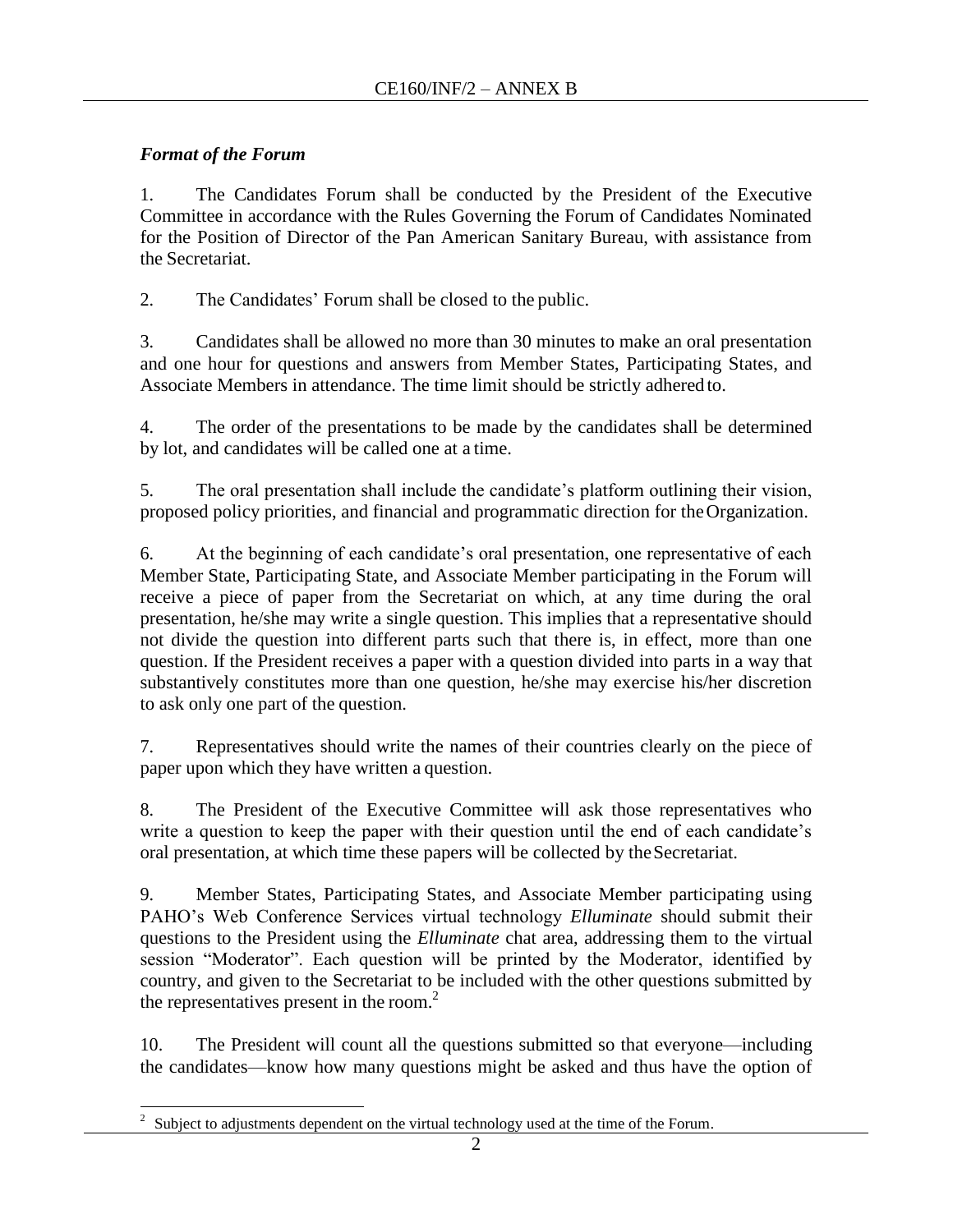### *Format of the Forum*

1. The Candidates Forum shall be conducted by the President of the Executive Committee in accordance with the Rules Governing the Forum of Candidates Nominated for the Position of Director of the Pan American Sanitary Bureau, with assistance from the Secretariat.

2. The Candidates' Forum shall be closed to the public.

3. Candidates shall be allowed no more than 30 minutes to make an oral presentation and one hour for questions and answers from Member States, Participating States, and Associate Members in attendance. The time limit should be strictly adhered to.

4. The order of the presentations to be made by the candidates shall be determined by lot, and candidates will be called one at a time.

5. The oral presentation shall include the candidate's platform outlining their vision, proposed policy priorities, and financial and programmatic direction for the Organization.

6. At the beginning of each candidate's oral presentation, one representative of each Member State, Participating State, and Associate Member participating in the Forum will receive a piece of paper from the Secretariat on which, at any time during the oral presentation, he/she may write a single question. This implies that a representative should not divide the question into different parts such that there is, in effect, more than one question. If the President receives a paper with a question divided into parts in a way that substantively constitutes more than one question, he/she may exercise his/her discretion to ask only one part of the question.

7. Representatives should write the names of their countries clearly on the piece of paper upon which they have written a question.

8. The President of the Executive Committee will ask those representatives who write a question to keep the paper with their question until the end of each candidate's oral presentation, at which time these papers will be collected by the Secretariat.

9. Member States, Participating States, and Associate Member participating using PAHO's Web Conference Services virtual technology *Elluminate* should submit their questions to the President using the *Elluminate* chat area, addressing them to the virtual session "Moderator". Each question will be printed by the Moderator, identified by country, and given to the Secretariat to be included with the other questions submitted by the representatives present in the room.[2]

10. The President will count all the questions submitted so that everyone—including the candidates—know how many questions might be asked and thus have the option of

---

[2] Subject to adjustments dependent on the virtual technology used at the time of the Forum.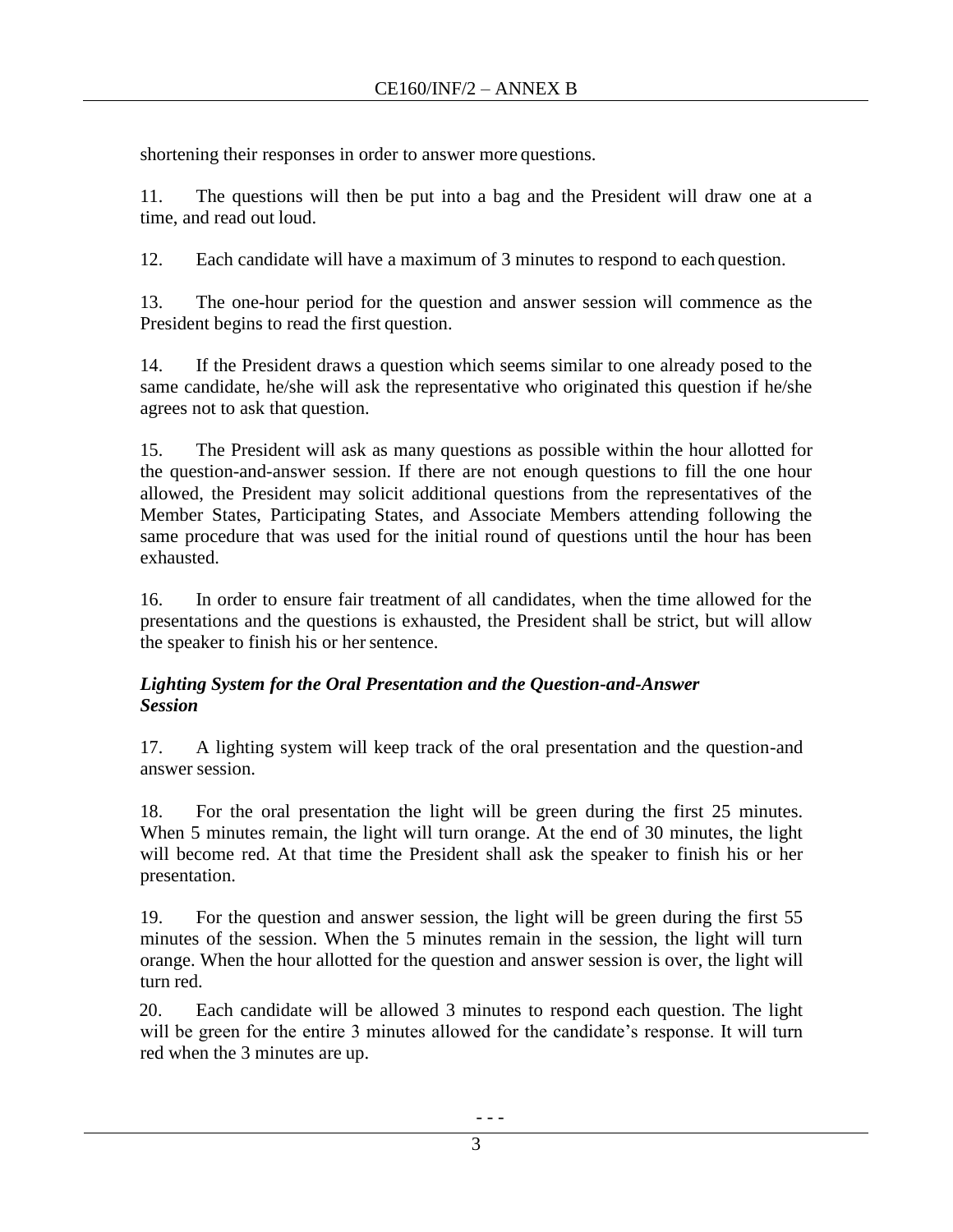shortening their responses in order to answer more questions.

11. The questions will then be put into a bag and the President will draw one at a time, and read out loud.

12. Each candidate will have a maximum of 3 minutes to respond to each question.

13. The one-hour period for the question and answer session will commence as the President begins to read the first question.

14. If the President draws a question which seems similar to one already posed to the same candidate, he/she will ask the representative who originated this question if he/she agrees not to ask that question.

15. The President will ask as many questions as possible within the hour allotted for the question-and-answer session. If there are not enough questions to fill the one hour allowed, the President may solicit additional questions from the representatives of the Member States, Participating States, and Associate Members attending following the same procedure that was used for the initial round of questions until the hour has been exhausted.

16. In order to ensure fair treatment of all candidates, when the time allowed for the presentations and the questions is exhausted, the President shall be strict, but will allow the speaker to finish his or her sentence.

### *Lighting System for the Oral Presentation and the Question-and-Answer Session*

17. A lighting system will keep track of the oral presentation and the question-and answer session.

18. For the oral presentation the light will be green during the first 25 minutes. When 5 minutes remain, the light will turn orange. At the end of 30 minutes, the light will become red. At that time the President shall ask the speaker to finish his or her presentation.

19. For the question and answer session, the light will be green during the first 55 minutes of the session. When the 5 minutes remain in the session, the light will turn orange. When the hour allotted for the question and answer session is over, the light will turn red.

20. Each candidate will be allowed 3 minutes to respond each question. The light will be green for the entire 3 minutes allowed for the candidate's response. It will turn red when the 3 minutes are up.

- - -